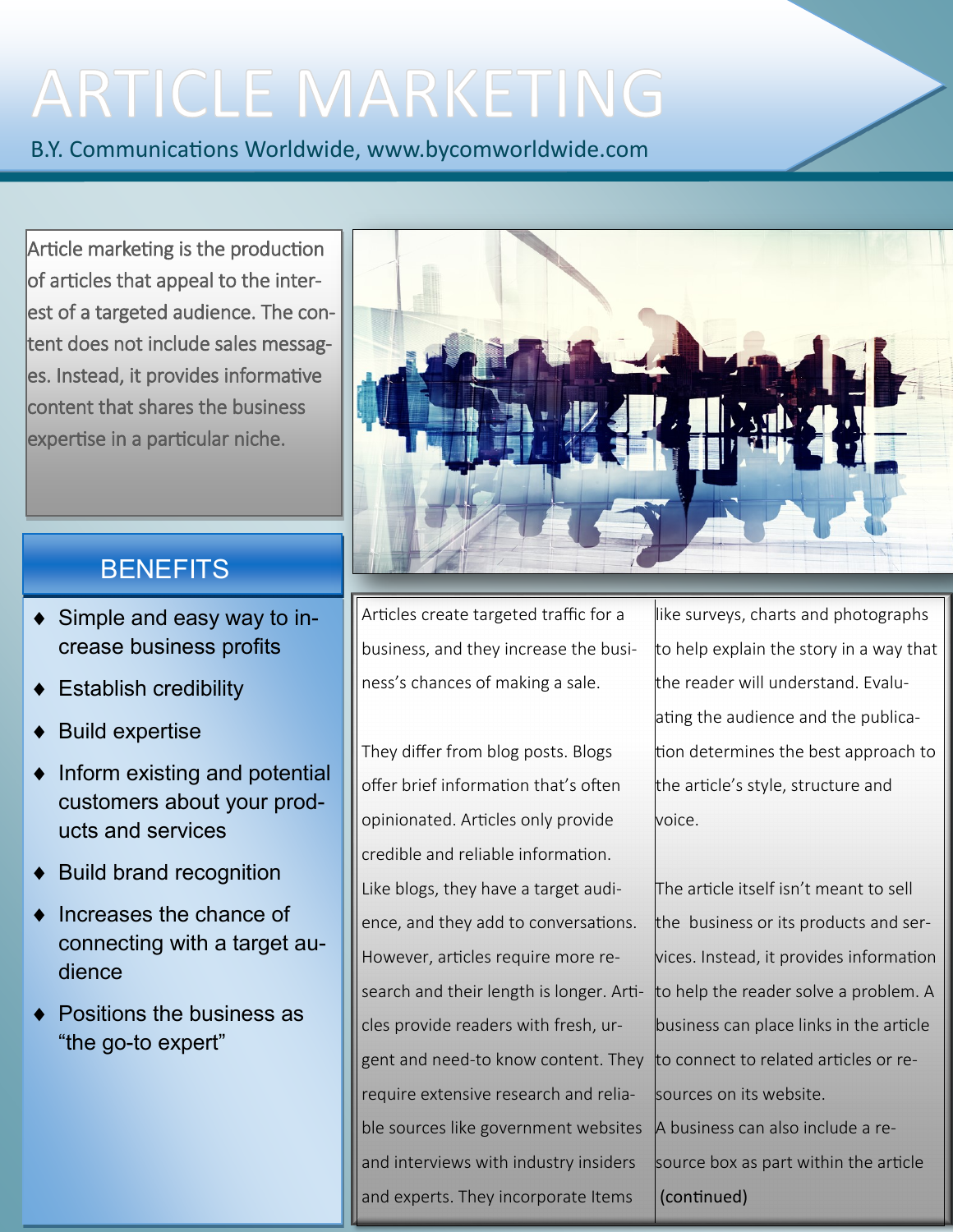# ARTICLE MARKETING

B.Y. Communications Worldwide, www.bycomworldwide.com

Article marketing is the production of articles that appeal to the interest of a targeted audience. The content does not include sales messages. Instead, it provides informative content that shares the business expertise in a particular niche.

## BENEFITS

- Simple and easy way to increase business profits
- Establish credibility
- Build expertise
- Inform existing and potential customers about your products and services
- Build brand recognition
- Increases the chance of connecting with a target audience
- Positions the business as "the go-to expert"

Articles create targeted traffic for a business, and they increase the business's chances of making a sale.

They differ from blog posts. Blogs offer brief information that's often opinionated. Articles only provide credible and reliable information. Like blogs, they have a target audience, and they add to conversations. However, articles require more research and their length is longer. Articles provide readers with fresh, urgent and need-to know content. They require extensive research and reliable sources like government websites and interviews with industry insiders and experts. They incorporate Items like surveys, charts and photographs to help explain the story in a way that the reader will understand. Evaluating the audience and the publication determines the best approach to the article's style, structure and voice.

The article itself isn't meant to sell the business or its products and services. Instead, it provides information to help the reader solve a problem. A business can place links in the article to connect to related articles or resources on its website.

A business can also include a resource box as part within the article (continued)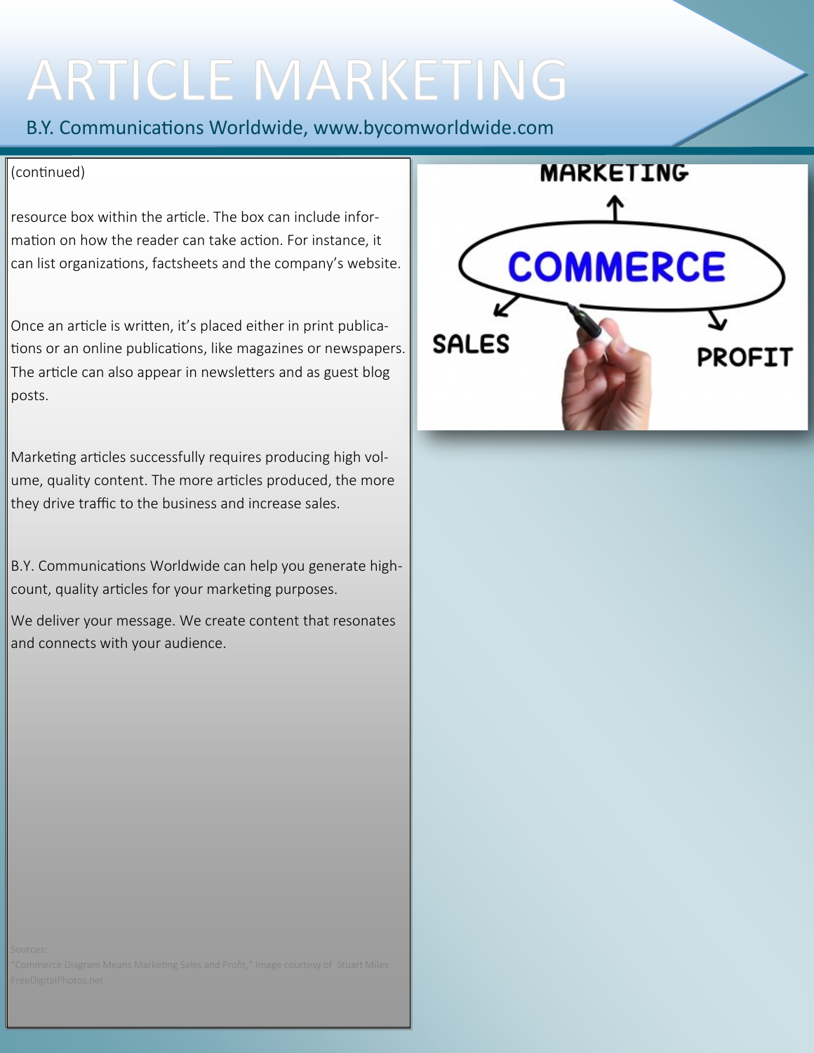# ARTICLE MARKETING

B.Y. Communications Worldwide, www.bycomworldwide.com

(continued)

resource box within the article. The box can include information on how the reader can take action. For instance, it can list organizations, factsheets and the company's website.

Once an article is written, it's placed either in print publications or an online publications, like magazines or newspapers. The article can also appear in newsletters and as guest blog posts.

Marketing articles successfully requires producing high volume, quality content. The more articles produced, the more they drive traffic to the business and increase sales.

B.Y. Communications Worldwide can help you generate high-count, quality articles for your marketing purposes.

We deliver your message. We create content that resonates and connects with your audience.

Sources:

"Commerce Diagram Means Marketing Sales and Profit," Image courtesy of Stuart Miles FreeDigitalPhotos.net